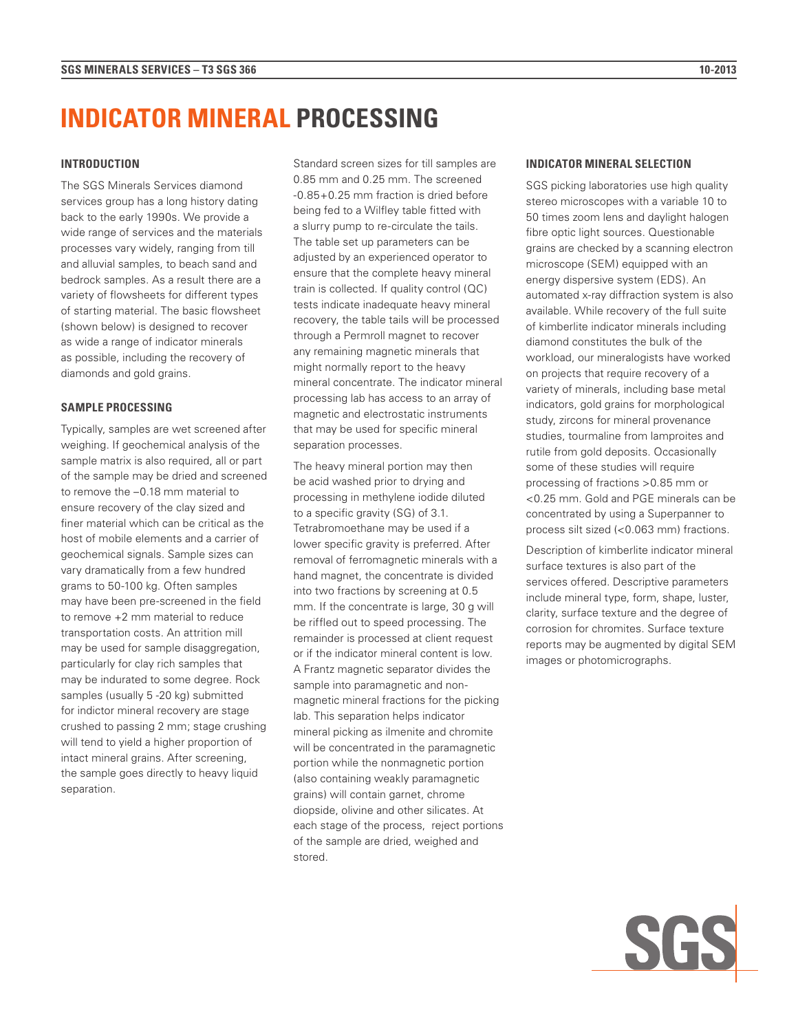# INDICATOR MINERAL PROCESSING

## INTRODUCTION

The SGS Minerals Services diamond services group has a long history dating back to the early 1990s. We provide a wide range of services and the materials processes vary widely, ranging from till and alluvial samples, to beach sand and bedrock samples. As a result there are a variety of flowsheets for different types of starting material. The basic flowsheet (shown below) is designed to recover as wide a range of indicator minerals as possible, including the recovery of diamonds and gold grains.

## SAMPLE PROCESSING

Typically, samples are wet screened after weighing. If geochemical analysis of the sample matrix is also required, all or part of the sample may be dried and screened to remove the –0.18 mm material to ensure recovery of the clay sized and finer material which can be critical as the host of mobile elements and a carrier of geochemical signals. Sample sizes can vary dramatically from a few hundred grams to 50-100 kg. Often samples may have been pre-screened in the field to remove +2 mm material to reduce transportation costs. An attrition mill may be used for sample disaggregation, particularly for clay rich samples that may be indurated to some degree. Rock samples (usually 5 -20 kg) submitted for indictor mineral recovery are stage crushed to passing 2 mm; stage crushing will tend to yield a higher proportion of intact mineral grains. After screening, the sample goes directly to heavy liquid separation.

Standard screen sizes for till samples are 0.85 mm and 0.25 mm. The screened -0.85+0.25 mm fraction is dried before being fed to a Wilfley table fitted with a slurry pump to re-circulate the tails. The table set up parameters can be adjusted by an experienced operator to ensure that the complete heavy mineral train is collected. If quality control (QC) tests indicate inadequate heavy mineral recovery, the table tails will be processed through a Permroll magnet to recover any remaining magnetic minerals that might normally report to the heavy mineral concentrate. The indicator mineral processing lab has access to an array of magnetic and electrostatic instruments that may be used for specific mineral separation processes.

The heavy mineral portion may then be acid washed prior to drying and processing in methylene iodide diluted to a specific gravity (SG) of 3.1. Tetrabromoethane may be used if a lower specific gravity is preferred. After removal of ferromagnetic minerals with a hand magnet, the concentrate is divided into two fractions by screening at 0.5 mm. If the concentrate is large, 30 g will be riffled out to speed processing. The remainder is processed at client request or if the indicator mineral content is low. A Frantz magnetic separator divides the sample into paramagnetic and non-magnetic mineral fractions for the picking lab. This separation helps indicator mineral picking as ilmenite and chromite will be concentrated in the paramagnetic portion while the nonmagnetic portion (also containing weakly paramagnetic grains) will contain garnet, chrome diopside, olivine and other silicates. At each stage of the process, reject portions of the sample are dried, weighed and stored.

## INDICATOR MINERAL SELECTION

SGS picking laboratories use high quality stereo microscopes with a variable 10 to 50 times zoom lens and daylight halogen fibre optic light sources. Questionable grains are checked by a scanning electron microscope (SEM) equipped with an energy dispersive system (EDS). An automated x-ray diffraction system is also available. While recovery of the full suite of kimberlite indicator minerals including diamond constitutes the bulk of the workload, our mineralogists have worked on projects that require recovery of a variety of minerals, including base metal indicators, gold grains for morphological study, zircons for mineral provenance studies, tourmaline from lamproites and rutile from gold deposits. Occasionally some of these studies will require processing of fractions >0.85 mm or <0.25 mm. Gold and PGE minerals can be concentrated by using a Superpanner to process silt sized (<0.063 mm) fractions.

Description of kimberlite indicator mineral surface textures is also part of the services offered. Descriptive parameters include mineral type, form, shape, luster, clarity, surface texture and the degree of corrosion for chromites. Surface texture reports may be augmented by digital SEM images or photomicrographs.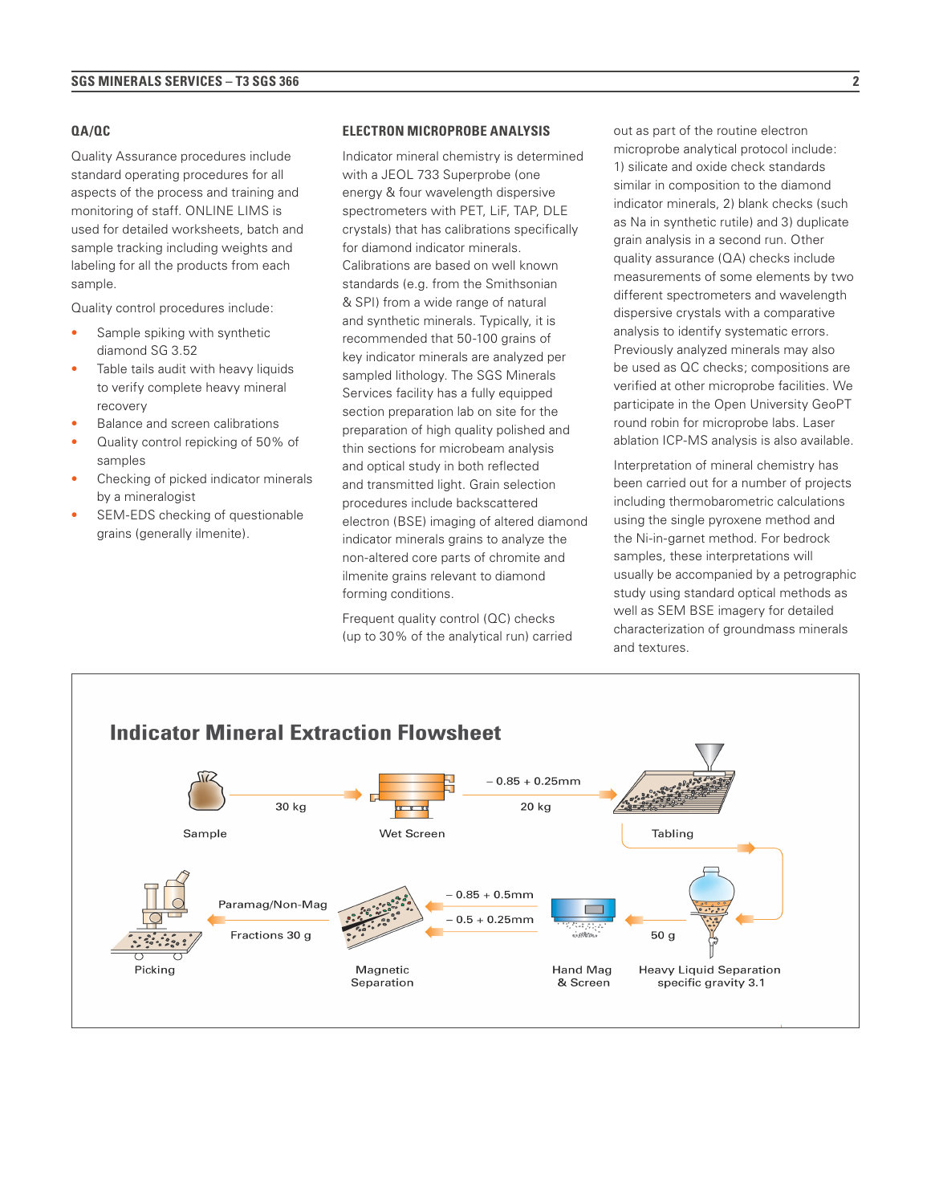## QA/QC

Quality Assurance procedures include standard operating procedures for all aspects of the process and training and monitoring of staff. ONLINE LIMS is used for detailed worksheets, batch and sample tracking including weights and labeling for all the products from each sample.

Quality control procedures include:

- Sample spiking with synthetic diamond SG 3.52
- Table tails audit with heavy liquids to verify complete heavy mineral recovery
- Balance and screen calibrations
- Quality control repicking of 50% of samples
- Checking of picked indicator minerals by a mineralogist
- SEM-EDS checking of questionable grains (generally ilmenite).

## ELECTRON MICROPROBE ANALYSIS

Indicator mineral chemistry is determined with a JEOL 733 Superprobe (one energy & four wavelength dispersive spectrometers with PET, LiF, TAP, DLE crystals) that has calibrations specifically for diamond indicator minerals. Calibrations are based on well known standards (e.g. from the Smithsonian & SPI) from a wide range of natural and synthetic minerals. Typically, it is recommended that 50-100 grains of key indicator minerals are analyzed per sampled lithology. The SGS Minerals Services facility has a fully equipped section preparation lab on site for the preparation of high quality polished and thin sections for microbeam analysis and optical study in both reflected and transmitted light. Grain selection procedures include backscattered electron (BSE) imaging of altered diamond indicator minerals grains to analyze the non-altered core parts of chromite and ilmenite grains relevant to diamond forming conditions.

Frequent quality control (QC) checks (up to 30% of the analytical run) carried out as part of the routine electron microprobe analytical protocol include: 1) silicate and oxide check standards similar in composition to the diamond indicator minerals, 2) blank checks (such as Na in synthetic rutile) and 3) duplicate grain analysis in a second run. Other quality assurance (QA) checks include measurements of some elements by two different spectrometers and wavelength dispersive crystals with a comparative analysis to identify systematic errors. Previously analyzed minerals may also be used as QC checks; compositions are verified at other microprobe facilities. We participate in the Open University GeoPT round robin for microprobe labs. Laser ablation ICP-MS analysis is also available.

Interpretation of mineral chemistry has been carried out for a number of projects including thermobarometric calculations using the single pyroxene method and the Ni-in-garnet method. For bedrock samples, these interpretations will usually be accompanied by a petrographic study using standard optical methods as well as SEM BSE imagery for detailed characterization of groundmass minerals and textures.

## Indicator Mineral Extraction Flowsheet

Sample → 30 kg → Wet Screen → – 0.85 + 0.25mm, 20 kg → Tabling → Heavy Liquid Separation specific gravity 3.1 → 50 g → Hand Mag & Screen → – 0.85 + 0.5mm / – 0.5 + 0.25mm → Magnetic Separation → Paramag/Non-Mag Fractions 30 g → Picking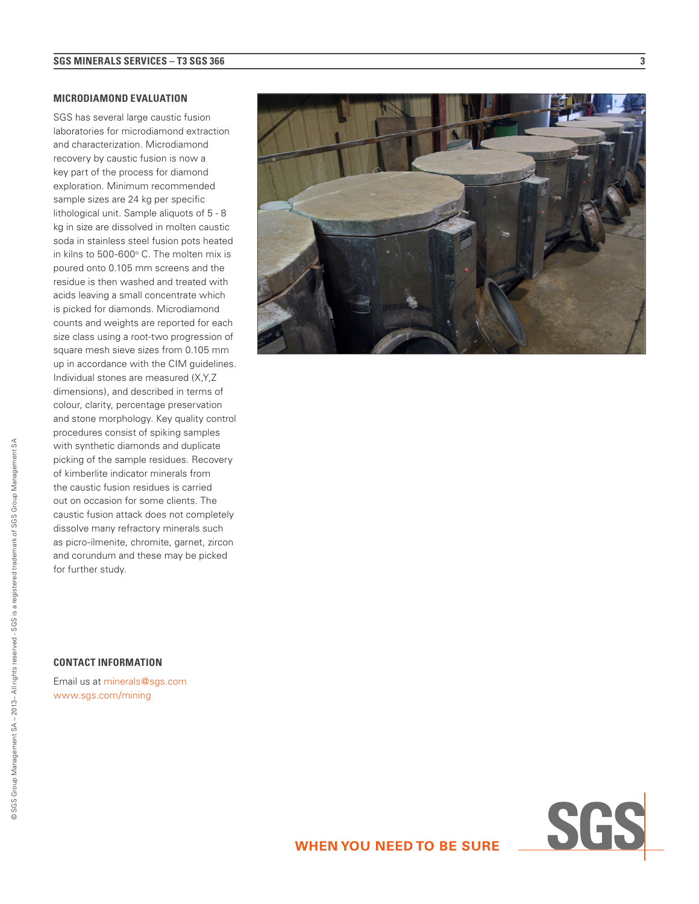## MICRODIAMOND EVALUATION

SGS has several large caustic fusion laboratories for microdiamond extraction and characterization. Microdiamond recovery by caustic fusion is now a key part of the process for diamond exploration. Minimum recommended sample sizes are 24 kg per specific lithological unit. Sample aliquots of 5 - 8 kg in size are dissolved in molten caustic soda in stainless steel fusion pots heated in kilns to 500-600° C. The molten mix is poured onto 0.105 mm screens and the residue is then washed and treated with acids leaving a small concentrate which is picked for diamonds. Microdiamond counts and weights are reported for each size class using a root-two progression of square mesh sieve sizes from 0.105 mm up in accordance with the CIM guidelines. Individual stones are measured (X,Y,Z dimensions), and described in terms of colour, clarity, percentage preservation and stone morphology. Key quality control procedures consist of spiking samples with synthetic diamonds and duplicate picking of the sample residues. Recovery of kimberlite indicator minerals from the caustic fusion residues is carried out on occasion for some clients. The caustic fusion attack does not completely dissolve many refractory minerals such as picro-ilmenite, chromite, garnet, zircon and corundum and these may be picked for further study.

## CONTACT INFORMATION

Email us at minerals@sgs.com
www.sgs.com/mining

© SGS Group Management SA – 2013– All rights reserved - SGS is a registered trademark of SGS Group Management SA

WHEN YOU NEED TO BE SURE

SGS